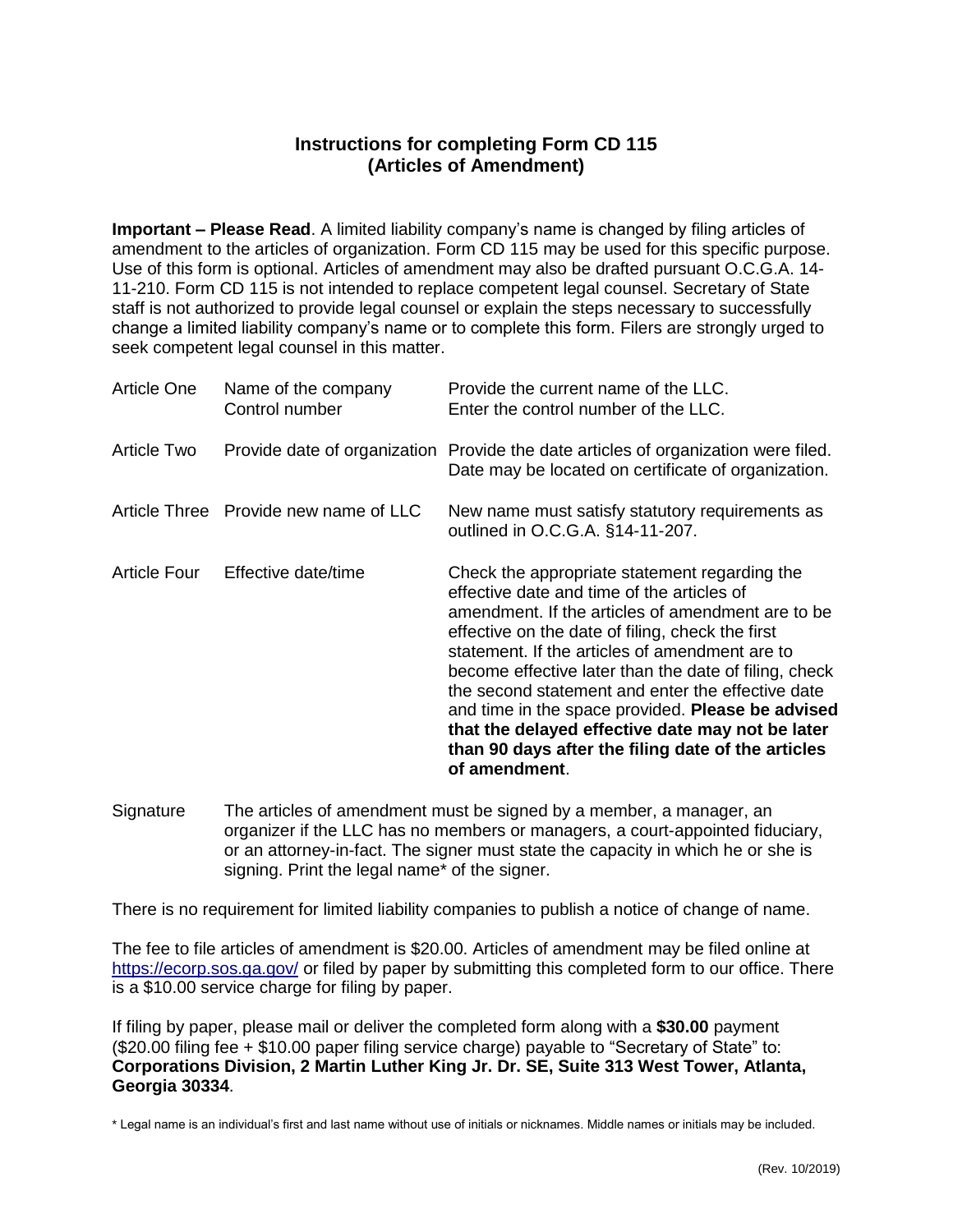# Instructions for completing Form CD 115
## (Articles of Amendment)

**Important – Please Read**. A limited liability company's name is changed by filing articles of amendment to the articles of organization. Form CD 115 may be used for this specific purpose. Use of this form is optional. Articles of amendment may also be drafted pursuant O.C.G.A. 14-11-210. Form CD 115 is not intended to replace competent legal counsel. Secretary of State staff is not authorized to provide legal counsel or explain the steps necessary to successfully change a limited liability company's name or to complete this form. Filers are strongly urged to seek competent legal counsel in this matter.

| | | |
|---|---|---|
| Article One | Name of the company<br>Control number | Provide the current name of the LLC.<br>Enter the control number of the LLC. |
| Article Two | Provide date of organization | Provide the date articles of organization were filed. Date may be located on certificate of organization. |
| Article Three | Provide new name of LLC | New name must satisfy statutory requirements as outlined in O.C.G.A. §14-11-207. |
| Article Four | Effective date/time | Check the appropriate statement regarding the effective date and time of the articles of amendment. If the articles of amendment are to be effective on the date of filing, check the first statement. If the articles of amendment are to become effective later than the date of filing, check the second statement and enter the effective date and time in the space provided. **Please be advised that the delayed effective date may not be later than 90 days after the filing date of the articles of amendment**. |

Signature — The articles of amendment must be signed by a member, a manager, an organizer if the LLC has no members or managers, a court-appointed fiduciary, or an attorney-in-fact. The signer must state the capacity in which he or she is signing. Print the legal name* of the signer.

There is no requirement for limited liability companies to publish a notice of change of name.

The fee to file articles of amendment is $20.00. Articles of amendment may be filed online at https://ecorp.sos.ga.gov/ or filed by paper by submitting this completed form to our office. There is a $10.00 service charge for filing by paper.

If filing by paper, please mail or deliver the completed form along with a **$30.00** payment ($20.00 filing fee + $10.00 paper filing service charge) payable to "Secretary of State" to: **Corporations Division, 2 Martin Luther King Jr. Dr. SE, Suite 313 West Tower, Atlanta, Georgia 30334**.

\* Legal name is an individual's first and last name without use of initials or nicknames. Middle names or initials may be included.

(Rev. 10/2019)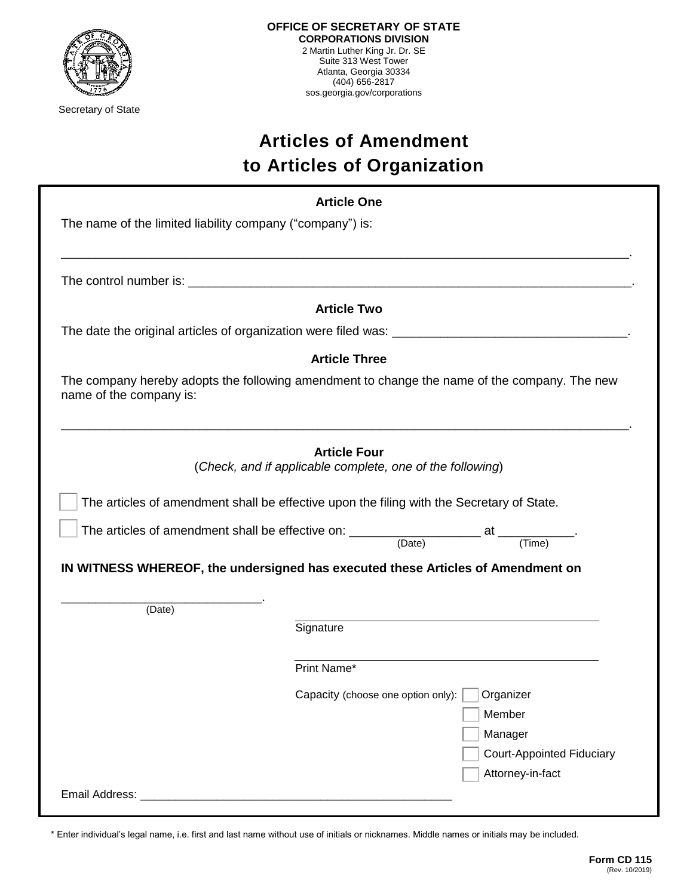OFFICE OF SECRETARY OF STATE
**CORPORATIONS DIVISION**
2 Martin Luther King Jr. Dr. SE
Suite 313 West Tower
Atlanta, Georgia 30334
(404) 656-2817
sos.georgia.gov/corporations

Secretary of State

# Articles of Amendment to Articles of Organization

### Article One

The name of the limited liability company ("company") is:

______________________________________________________________________________.

The control number is: ____________________________________________________________.

### Article Two

The date the original articles of organization were filed was: ________________________________.

### Article Three

The company hereby adopts the following amendment to change the name of the company. The new name of the company is:

______________________________________________________________________________.

### Article Four

(*Check, and if applicable complete, one of the following*)

☐ The articles of amendment shall be effective upon the filing with the Secretary of State.

☐ The articles of amendment shall be effective on: __________________ at __________.
(Date) (Time)

**IN WITNESS WHEREOF, the undersigned has executed these Articles of Amendment on**

____________________________.
(Date)

______________________________________________
Signature

______________________________________________
Print Name*

Capacity (choose one option only):
☐ Organizer
☐ Member
☐ Manager
☐ Court-Appointed Fiduciary
☐ Attorney-in-fact

Email Address: ____________________________________________

\* Enter individual's legal name, i.e. first and last name without use of initials or nicknames. Middle names or initials may be included.

**Form CD 115**
(Rev. 10/2019)